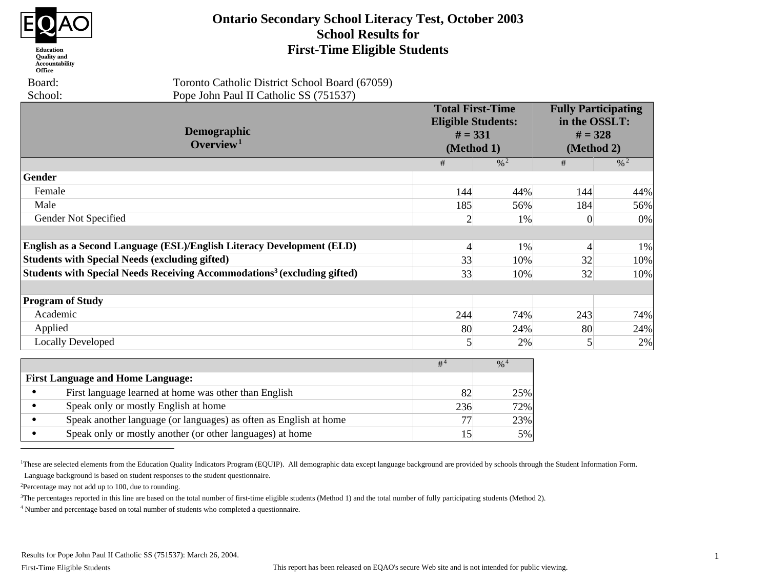# Ontario Secondary School Literacy Test, October 2003
## School Results for
## First-Time Eligible Students

Board: Toronto Catholic District School Board (67059)
School: Pope John Paul II Catholic SS (751537)

| Demographic Overview[1] | Total First-Time Eligible Students: # = 331 (Method 1) | | Fully Participating in the OSSLT: # = 328 (Method 2) | |
|---|---|---|---|---|
| | # | %[2] | # | %[2] |
| **Gender** | | | | |
| Female | 144 | 44% | 144 | 44% |
| Male | 185 | 56% | 184 | 56% |
| Gender Not Specified | 2 | 1% | 0 | 0% |
| | | | | |
| **English as a Second Language (ESL)/English Literacy Development (ELD)** | 4 | 1% | 4 | 1% |
| **Students with Special Needs (excluding gifted)** | 33 | 10% | 32 | 10% |
| **Students with Special Needs Receiving Accommodations[3] (excluding gifted)** | 33 | 10% | 32 | 10% |
| | | | | |
| **Program of Study** | | | | |
| Academic | 244 | 74% | 243 | 74% |
| Applied | 80 | 24% | 80 | 24% |
| Locally Developed | 5 | 2% | 5 | 2% |

| | #[4] | %[4] |
|---|---|---|
| **First Language and Home Language:** | | |
| • First language learned at home was other than English | 82 | 25% |
| • Speak only or mostly English at home | 236 | 72% |
| • Speak another language (or languages) as often as English at home | 77 | 23% |
| • Speak only or mostly another (or other languages) at home | 15 | 5% |

[1]These are selected elements from the Education Quality Indicators Program (EQUIP). All demographic data except language background are provided by schools through the Student Information Form. Language background is based on student responses to the student questionnaire.

[2]Percentage may not add up to 100, due to rounding.

[3]The percentages reported in this line are based on the total number of first-time eligible students (Method 1) and the total number of fully participating students (Method 2).

[4] Number and percentage based on total number of students who completed a questionnaire.

Results for Pope John Paul II Catholic SS (751537): March 26, 2004.

First-Time Eligible Students

This report has been released on EQAO's secure Web site and is not intended for public viewing.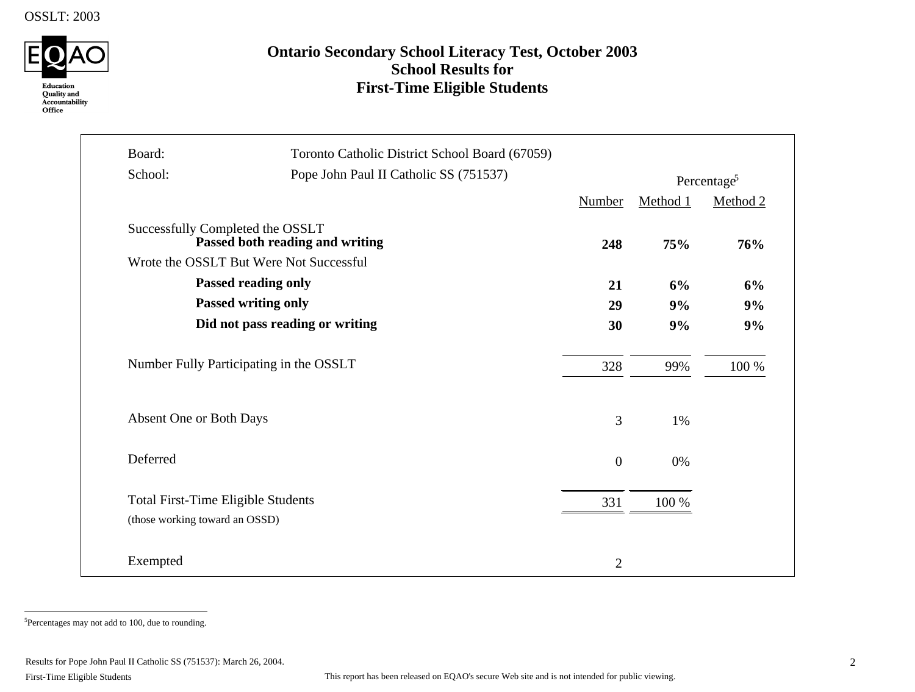# Ontario Secondary School Literacy Test, October 2003
## School Results for
## First-Time Eligible Students

Board: Toronto Catholic District School Board (67059)

School: Pope John Paul II Catholic SS (751537)

| | Number | Percentage[5] Method 1 | Method 2 |
|---|---|---|---|
| Successfully Completed the OSSLT | | | |
| **Passed both reading and writing** | **248** | **75%** | **76%** |
| Wrote the OSSLT But Were Not Successful | | | |
| **Passed reading only** | **21** | **6%** | **6%** |
| **Passed writing only** | **29** | **9%** | **9%** |
| **Did not pass reading or writing** | **30** | **9%** | **9%** |
| Number Fully Participating in the OSSLT | 328 | 99% | 100 % |
| Absent One or Both Days | 3 | 1% | |
| Deferred | 0 | 0% | |
| Total First-Time Eligible Students (those working toward an OSSD) | 331 | 100 % | |
| Exempted | 2 | | |

[5]Percentages may not add to 100, due to rounding.

Results for Pope John Paul II Catholic SS (751537): March 26, 2004.

First-Time Eligible Students

This report has been released on EQAO's secure Web site and is not intended for public viewing.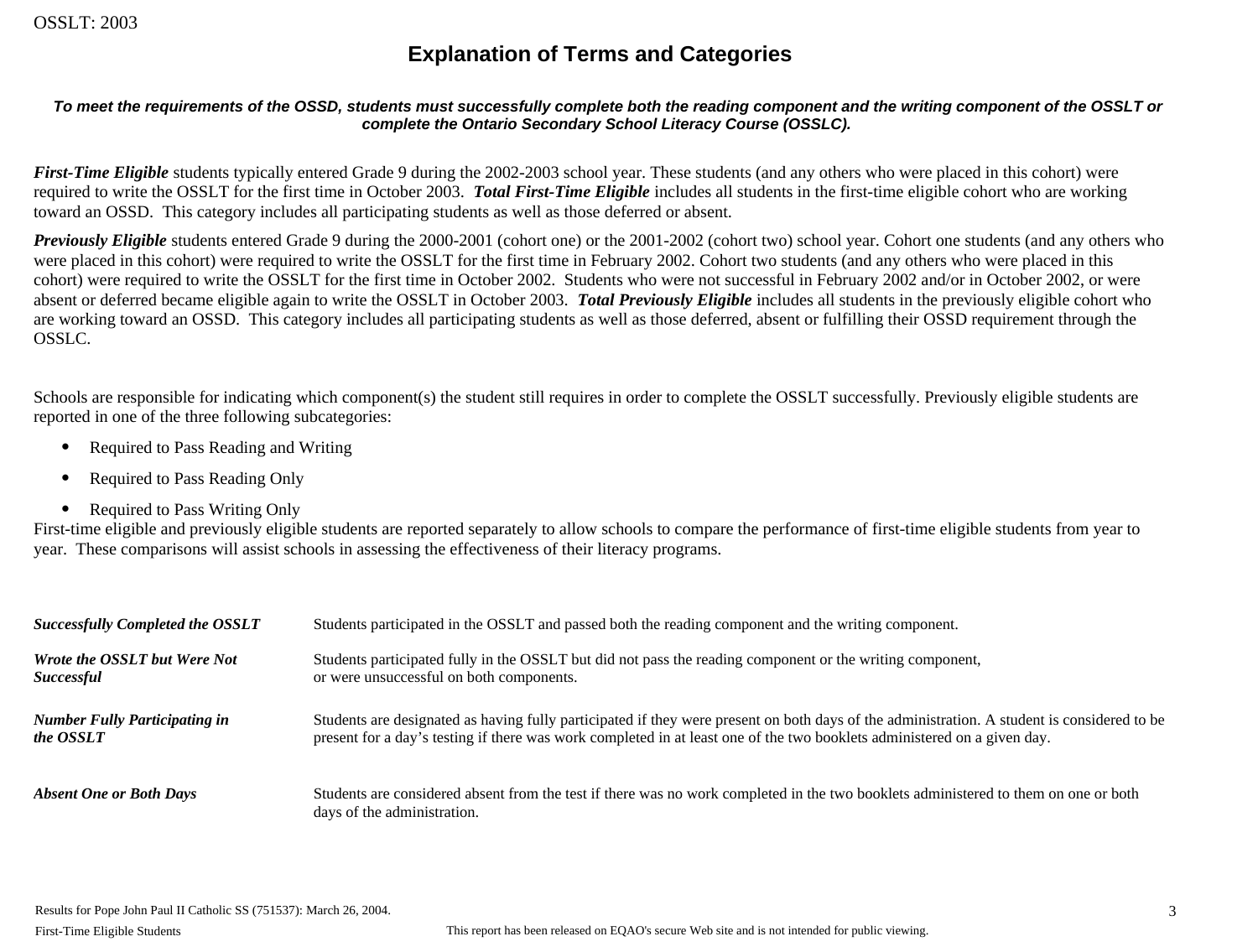# Explanation of Terms and Categories

***To meet the requirements of the OSSD, students must successfully complete both the reading component and the writing component of the OSSLT or complete the Ontario Secondary School Literacy Course (OSSLC).***

***First-Time Eligible*** students typically entered Grade 9 during the 2002-2003 school year. These students (and any others who were placed in this cohort) were required to write the OSSLT for the first time in October 2003. ***Total First-Time Eligible*** includes all students in the first-time eligible cohort who are working toward an OSSD. This category includes all participating students as well as those deferred or absent.

***Previously Eligible*** students entered Grade 9 during the 2000-2001 (cohort one) or the 2001-2002 (cohort two) school year. Cohort one students (and any others who were placed in this cohort) were required to write the OSSLT for the first time in February 2002. Cohort two students (and any others who were placed in this cohort) were required to write the OSSLT for the first time in October 2002. Students who were not successful in February 2002 and/or in October 2002, or were absent or deferred became eligible again to write the OSSLT in October 2003. ***Total Previously Eligible*** includes all students in the previously eligible cohort who are working toward an OSSD. This category includes all participating students as well as those deferred, absent or fulfilling their OSSD requirement through the OSSLC.

Schools are responsible for indicating which component(s) the student still requires in order to complete the OSSLT successfully. Previously eligible students are reported in one of the three following subcategories:

- Required to Pass Reading and Writing
- Required to Pass Reading Only
- Required to Pass Writing Only

First-time eligible and previously eligible students are reported separately to allow schools to compare the performance of first-time eligible students from year to year. These comparisons will assist schools in assessing the effectiveness of their literacy programs.

| | |
|---|---|
| ***Successfully Completed the OSSLT*** | Students participated in the OSSLT and passed both the reading component and the writing component. |
| ***Wrote the OSSLT but Were Not Successful*** | Students participated fully in the OSSLT but did not pass the reading component or the writing component, or were unsuccessful on both components. |
| ***Number Fully Participating in the OSSLT*** | Students are designated as having fully participated if they were present on both days of the administration. A student is considered to be present for a day's testing if there was work completed in at least one of the two booklets administered on a given day. |
| ***Absent One or Both Days*** | Students are considered absent from the test if there was no work completed in the two booklets administered to them on one or both days of the administration. |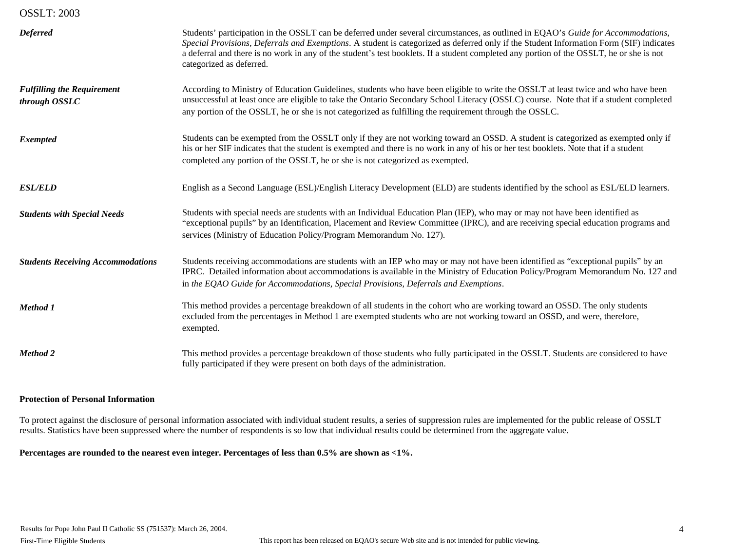| | |
|---|---|
| ***Deferred*** | Students' participation in the OSSLT can be deferred under several circumstances, as outlined in EQAO's *Guide for Accommodations, Special Provisions, Deferrals and Exemptions*. A student is categorized as deferred only if the Student Information Form (SIF) indicates a deferral and there is no work in any of the student's test booklets. If a student completed any portion of the OSSLT, he or she is not categorized as deferred. |
| ***Fulfilling the Requirement through OSSLC*** | According to Ministry of Education Guidelines, students who have been eligible to write the OSSLT at least twice and who have been unsuccessful at least once are eligible to take the Ontario Secondary School Literacy (OSSLC) course. Note that if a student completed any portion of the OSSLT, he or she is not categorized as fulfilling the requirement through the OSSLC. |
| ***Exempted*** | Students can be exempted from the OSSLT only if they are not working toward an OSSD. A student is categorized as exempted only if his or her SIF indicates that the student is exempted and there is no work in any of his or her test booklets. Note that if a student completed any portion of the OSSLT, he or she is not categorized as exempted. |
| ***ESL/ELD*** | English as a Second Language (ESL)/English Literacy Development (ELD) are students identified by the school as ESL/ELD learners. |
| ***Students with Special Needs*** | Students with special needs are students with an Individual Education Plan (IEP), who may or may not have been identified as "exceptional pupils" by an Identification, Placement and Review Committee (IPRC), and are receiving special education programs and services (Ministry of Education Policy/Program Memorandum No. 127). |
| ***Students Receiving Accommodations*** | Students receiving accommodations are students with an IEP who may or may not have been identified as "exceptional pupils" by an IPRC. Detailed information about accommodations is available in the Ministry of Education Policy/Program Memorandum No. 127 and in *the EQAO Guide for Accommodations, Special Provisions, Deferrals and Exemptions*. |
| ***Method 1*** | This method provides a percentage breakdown of all students in the cohort who are working toward an OSSD. The only students excluded from the percentages in Method 1 are exempted students who are not working toward an OSSD, and were, therefore, exempted. |
| ***Method 2*** | This method provides a percentage breakdown of those students who fully participated in the OSSLT. Students are considered to have fully participated if they were present on both days of the administration. |

**Protection of Personal Information**

To protect against the disclosure of personal information associated with individual student results, a series of suppression rules are implemented for the public release of OSSLT results. Statistics have been suppressed where the number of respondents is so low that individual results could be determined from the aggregate value.

**Percentages are rounded to the nearest even integer. Percentages of less than 0.5% are shown as <1%.**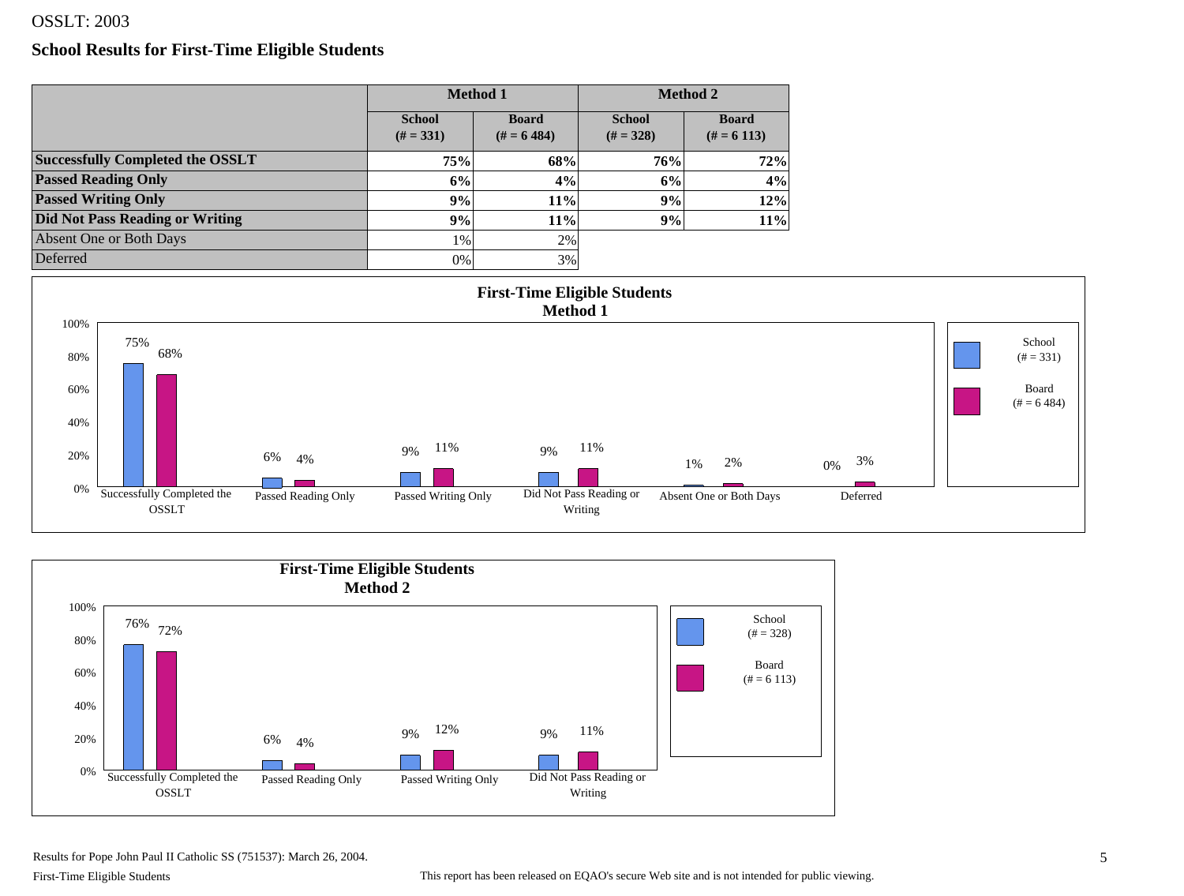OSSLT: 2003

## School Results for First-Time Eligible Students

| | Method 1 | | Method 2 | |
|---|---|---|---|---|
| | School (# = 331) | Board (# = 6 484) | School (# = 328) | Board (# = 6 113) |
| **Successfully Completed the OSSLT** | **75%** | **68%** | **76%** | **72%** |
| **Passed Reading Only** | **6%** | **4%** | **6%** | **4%** |
| **Passed Writing Only** | **9%** | **11%** | **9%** | **12%** |
| **Did Not Pass Reading or Writing** | **9%** | **11%** | **9%** | **11%** |
| Absent One or Both Days | 1% | 2% | | |
| Deferred | 0% | 3% | | |

**First-Time Eligible Students Method 1**

| | School (# = 331) | Board (# = 6 484) |
|---|---|---|
| Successfully Completed the OSSLT | 75% | 68% |
| Passed Reading Only | 6% | 4% |
| Passed Writing Only | 9% | 11% |
| Did Not Pass Reading or Writing | 9% | 11% |
| Absent One or Both Days | 1% | 2% |
| Deferred | 0% | 3% |

**First-Time Eligible Students Method 2**

| | School (# = 328) | Board (# = 6 113) |
|---|---|---|
| Successfully Completed the OSSLT | 76% | 72% |
| Passed Reading Only | 6% | 4% |
| Passed Writing Only | 9% | 12% |
| Did Not Pass Reading or Writing | 9% | 11% |

Results for Pope John Paul II Catholic SS (751537): March 26, 2004.

First-Time Eligible Students

This report has been released on EQAO's secure Web site and is not intended for public viewing.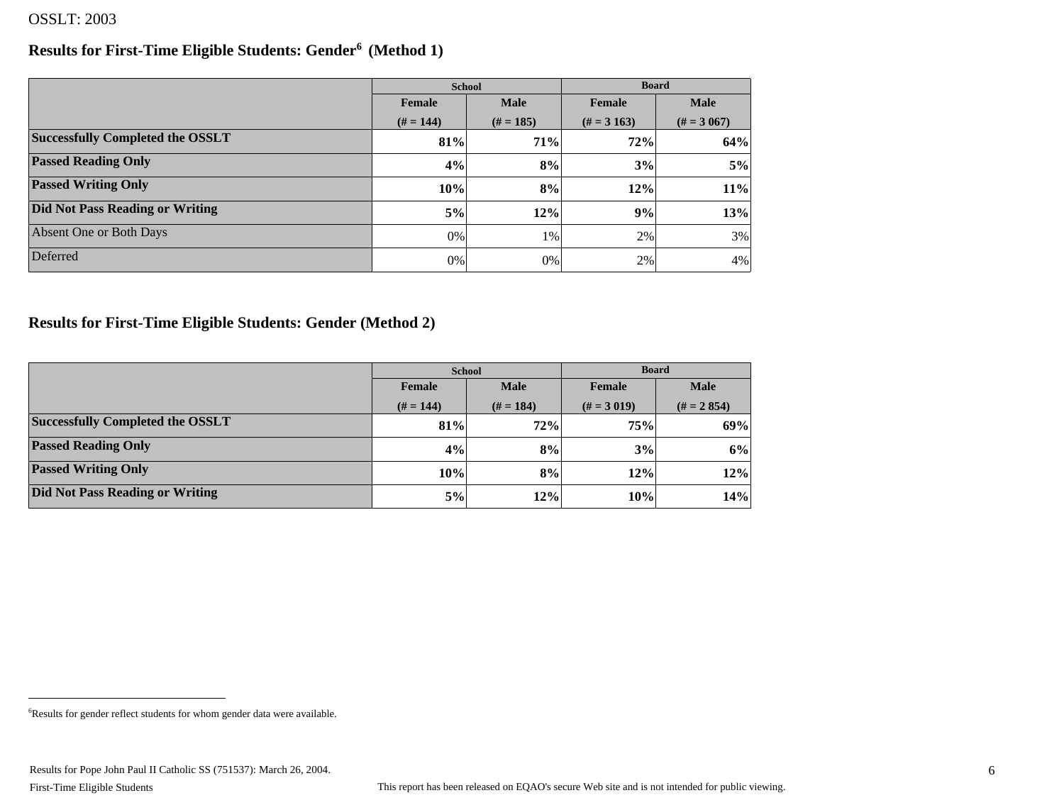OSSLT: 2003

## Results for First-Time Eligible Students: Gender[6] (Method 1)

| | School | | Board | |
|---|---|---|---|---|
| | Female (# = 144) | Male (# = 185) | Female (# = 3 163) | Male (# = 3 067) |
| **Successfully Completed the OSSLT** | **81%** | **71%** | **72%** | **64%** |
| **Passed Reading Only** | **4%** | **8%** | **3%** | **5%** |
| **Passed Writing Only** | **10%** | **8%** | **12%** | **11%** |
| **Did Not Pass Reading or Writing** | **5%** | **12%** | **9%** | **13%** |
| Absent One or Both Days | 0% | 1% | 2% | 3% |
| Deferred | 0% | 0% | 2% | 4% |

## Results for First-Time Eligible Students: Gender (Method 2)

| | School | | Board | |
|---|---|---|---|---|
| | Female (# = 144) | Male (# = 184) | Female (# = 3 019) | Male (# = 2 854) |
| **Successfully Completed the OSSLT** | **81%** | **72%** | **75%** | **69%** |
| **Passed Reading Only** | **4%** | **8%** | **3%** | **6%** |
| **Passed Writing Only** | **10%** | **8%** | **12%** | **12%** |
| **Did Not Pass Reading or Writing** | **5%** | **12%** | **10%** | **14%** |

[6] Results for gender reflect students for whom gender data were available.

Results for Pope John Paul II Catholic SS (751537): March 26, 2004.

First-Time Eligible Students

This report has been released on EQAO's secure Web site and is not intended for public viewing.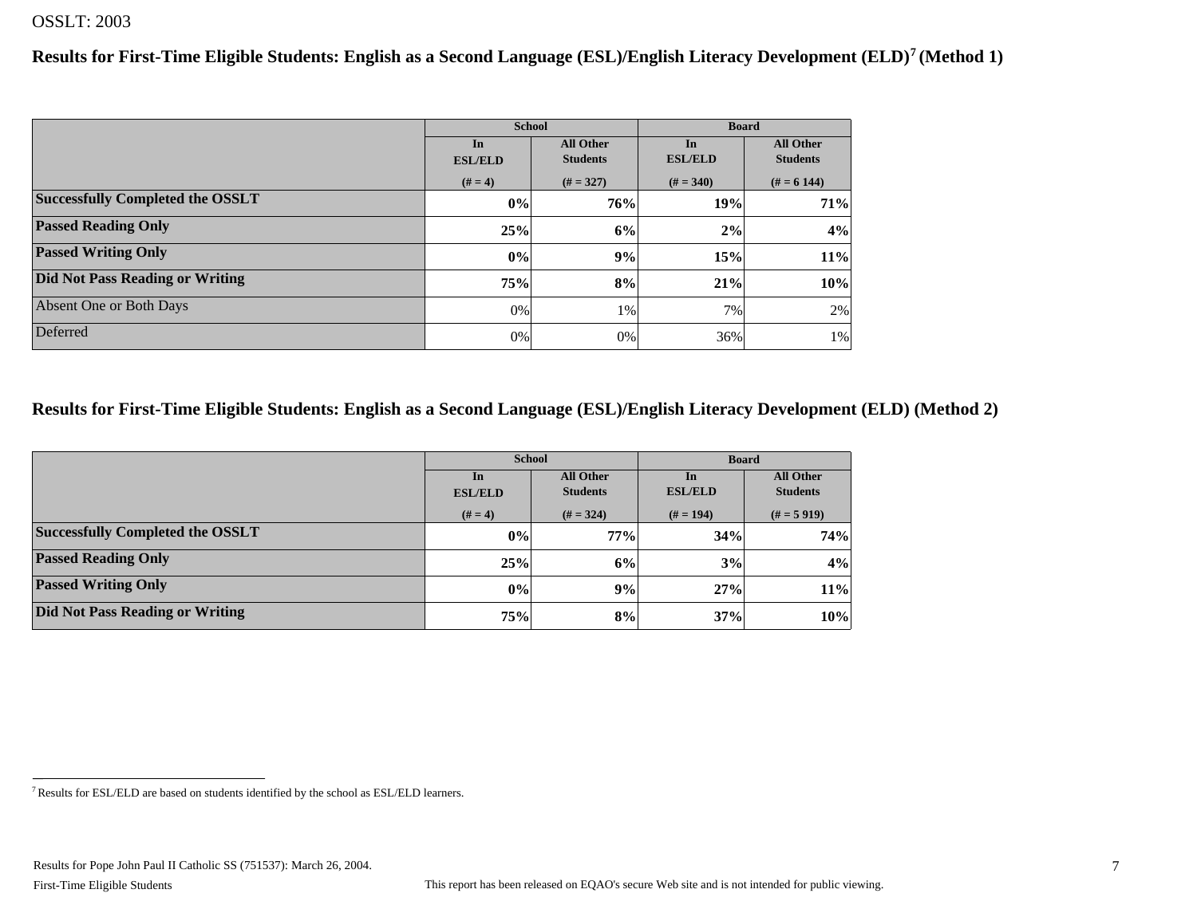OSSLT: 2003

## Results for First-Time Eligible Students: English as a Second Language (ESL)/English Literacy Development (ELD)[7] (Method 1)

| | School | | Board | |
|---|---|---|---|---|
| | In ESL/ELD (# = 4) | All Other Students (# = 327) | In ESL/ELD (# = 340) | All Other Students (# = 6 144) |
| **Successfully Completed the OSSLT** | **0%** | **76%** | **19%** | **71%** |
| **Passed Reading Only** | **25%** | **6%** | **2%** | **4%** |
| **Passed Writing Only** | **0%** | **9%** | **15%** | **11%** |
| **Did Not Pass Reading or Writing** | **75%** | **8%** | **21%** | **10%** |
| Absent One or Both Days | 0% | 1% | 7% | 2% |
| Deferred | 0% | 0% | 36% | 1% |

## Results for First-Time Eligible Students: English as a Second Language (ESL)/English Literacy Development (ELD) (Method 2)

| | School | | Board | |
|---|---|---|---|---|
| | In ESL/ELD (# = 4) | All Other Students (# = 324) | In ESL/ELD (# = 194) | All Other Students (# = 5 919) |
| **Successfully Completed the OSSLT** | **0%** | **77%** | **34%** | **74%** |
| **Passed Reading Only** | **25%** | **6%** | **3%** | **4%** |
| **Passed Writing Only** | **0%** | **9%** | **27%** | **11%** |
| **Did Not Pass Reading or Writing** | **75%** | **8%** | **37%** | **10%** |

[7] Results for ESL/ELD are based on students identified by the school as ESL/ELD learners.

Results for Pope John Paul II Catholic SS (751537): March 26, 2004.

First-Time Eligible Students

This report has been released on EQAO's secure Web site and is not intended for public viewing.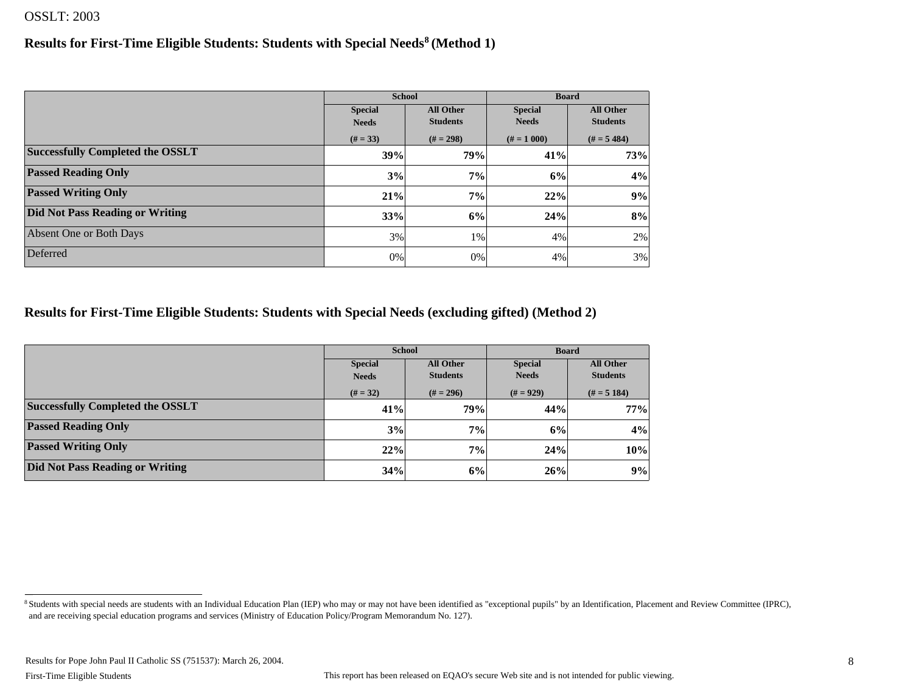OSSLT: 2003

## Results for First-Time Eligible Students: Students with Special Needs[8] (Method 1)

| | School | | Board | |
|---|---|---|---|---|
| | Special Needs (# = 33) | All Other Students (# = 298) | Special Needs (# = 1 000) | All Other Students (# = 5 484) |
| **Successfully Completed the OSSLT** | **39%** | **79%** | **41%** | **73%** |
| **Passed Reading Only** | **3%** | **7%** | **6%** | **4%** |
| **Passed Writing Only** | **21%** | **7%** | **22%** | **9%** |
| **Did Not Pass Reading or Writing** | **33%** | **6%** | **24%** | **8%** |
| Absent One or Both Days | 3% | 1% | 4% | 2% |
| Deferred | 0% | 0% | 4% | 3% |

## Results for First-Time Eligible Students: Students with Special Needs (excluding gifted) (Method 2)

| | School | | Board | |
|---|---|---|---|---|
| | Special Needs (# = 32) | All Other Students (# = 296) | Special Needs (# = 929) | All Other Students (# = 5 184) |
| **Successfully Completed the OSSLT** | **41%** | **79%** | **44%** | **77%** |
| **Passed Reading Only** | **3%** | **7%** | **6%** | **4%** |
| **Passed Writing Only** | **22%** | **7%** | **24%** | **10%** |
| **Did Not Pass Reading or Writing** | **34%** | **6%** | **26%** | **9%** |

[8] Students with special needs are students with an Individual Education Plan (IEP) who may or may not have been identified as "exceptional pupils" by an Identification, Placement and Review Committee (IPRC), and are receiving special education programs and services (Ministry of Education Policy/Program Memorandum No. 127).

Results for Pope John Paul II Catholic SS (751537): March 26, 2004.

First-Time Eligible Students

This report has been released on EQAO's secure Web site and is not intended for public viewing.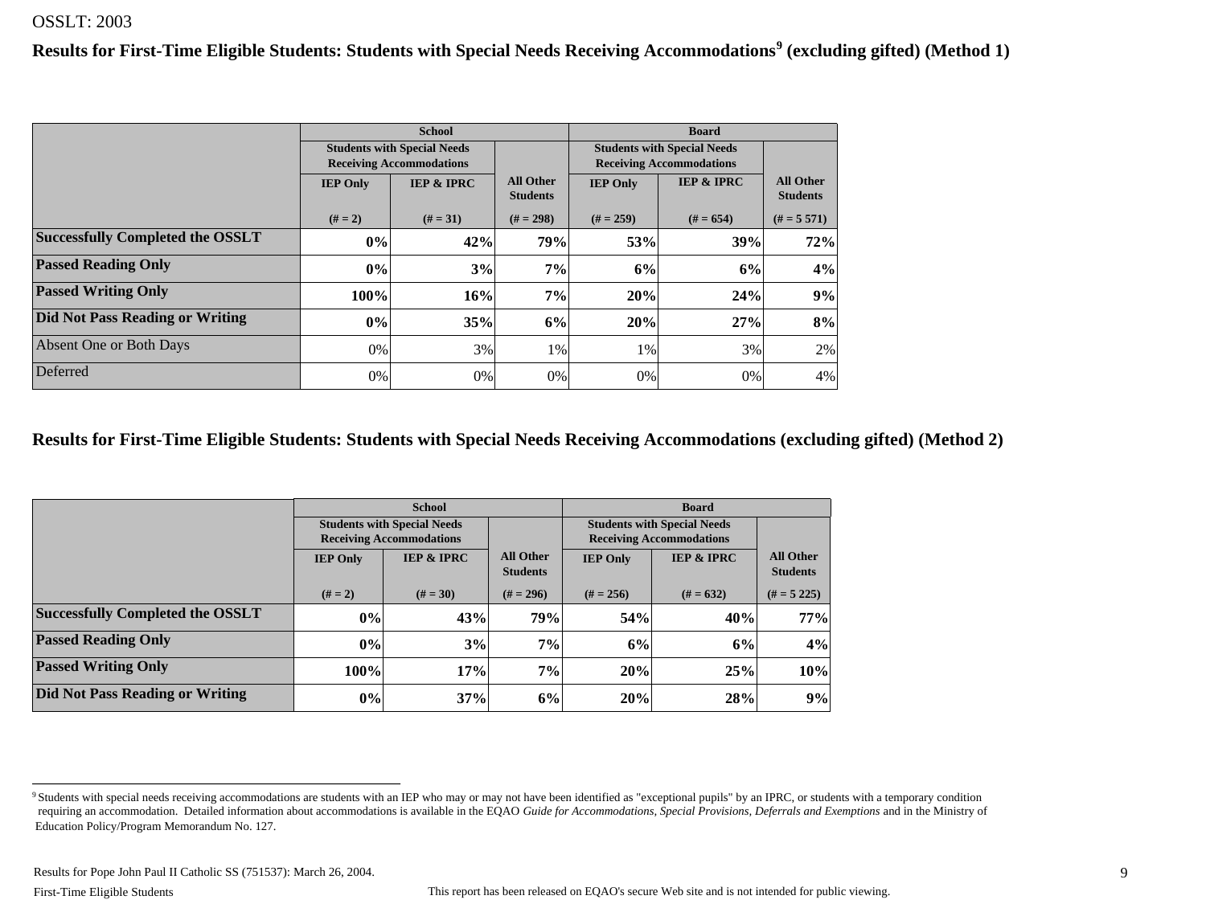OSSLT: 2003

## Results for First-Time Eligible Students: Students with Special Needs Receiving Accommodations[9] (excluding gifted) (Method 1)

| | School | | | Board | | |
|---|---|---|---|---|---|---|
| | Students with Special Needs Receiving Accommodations | | | Students with Special Needs Receiving Accommodations | | |
| | IEP Only (# = 2) | IEP & IPRC (# = 31) | All Other Students (# = 298) | IEP Only (# = 259) | IEP & IPRC (# = 654) | All Other Students (# = 5 571) |
| **Successfully Completed the OSSLT** | **0%** | **42%** | **79%** | **53%** | **39%** | **72%** |
| **Passed Reading Only** | **0%** | **3%** | **7%** | **6%** | **6%** | **4%** |
| **Passed Writing Only** | **100%** | **16%** | **7%** | **20%** | **24%** | **9%** |
| **Did Not Pass Reading or Writing** | **0%** | **35%** | **6%** | **20%** | **27%** | **8%** |
| Absent One or Both Days | 0% | 3% | 1% | 1% | 3% | 2% |
| Deferred | 0% | 0% | 0% | 0% | 0% | 4% |

## Results for First-Time Eligible Students: Students with Special Needs Receiving Accommodations (excluding gifted) (Method 2)

| | School | | | Board | | |
|---|---|---|---|---|---|---|
| | Students with Special Needs Receiving Accommodations | | | Students with Special Needs Receiving Accommodations | | |
| | IEP Only (# = 2) | IEP & IPRC (# = 30) | All Other Students (# = 296) | IEP Only (# = 256) | IEP & IPRC (# = 632) | All Other Students (# = 5 225) |
| **Successfully Completed the OSSLT** | **0%** | **43%** | **79%** | **54%** | **40%** | **77%** |
| **Passed Reading Only** | **0%** | **3%** | **7%** | **6%** | **6%** | **4%** |
| **Passed Writing Only** | **100%** | **17%** | **7%** | **20%** | **25%** | **10%** |
| **Did Not Pass Reading or Writing** | **0%** | **37%** | **6%** | **20%** | **28%** | **9%** |

[9] Students with special needs receiving accommodations are students with an IEP who may or may not have been identified as "exceptional pupils" by an IPRC, or students with a temporary condition requiring an accommodation. Detailed information about accommodations is available in the EQAO *Guide for Accommodations, Special Provisions, Deferrals and Exemptions* and in the Ministry of Education Policy/Program Memorandum No. 127.

Results for Pope John Paul II Catholic SS (751537): March 26, 2004.

First-Time Eligible Students

This report has been released on EQAO's secure Web site and is not intended for public viewing.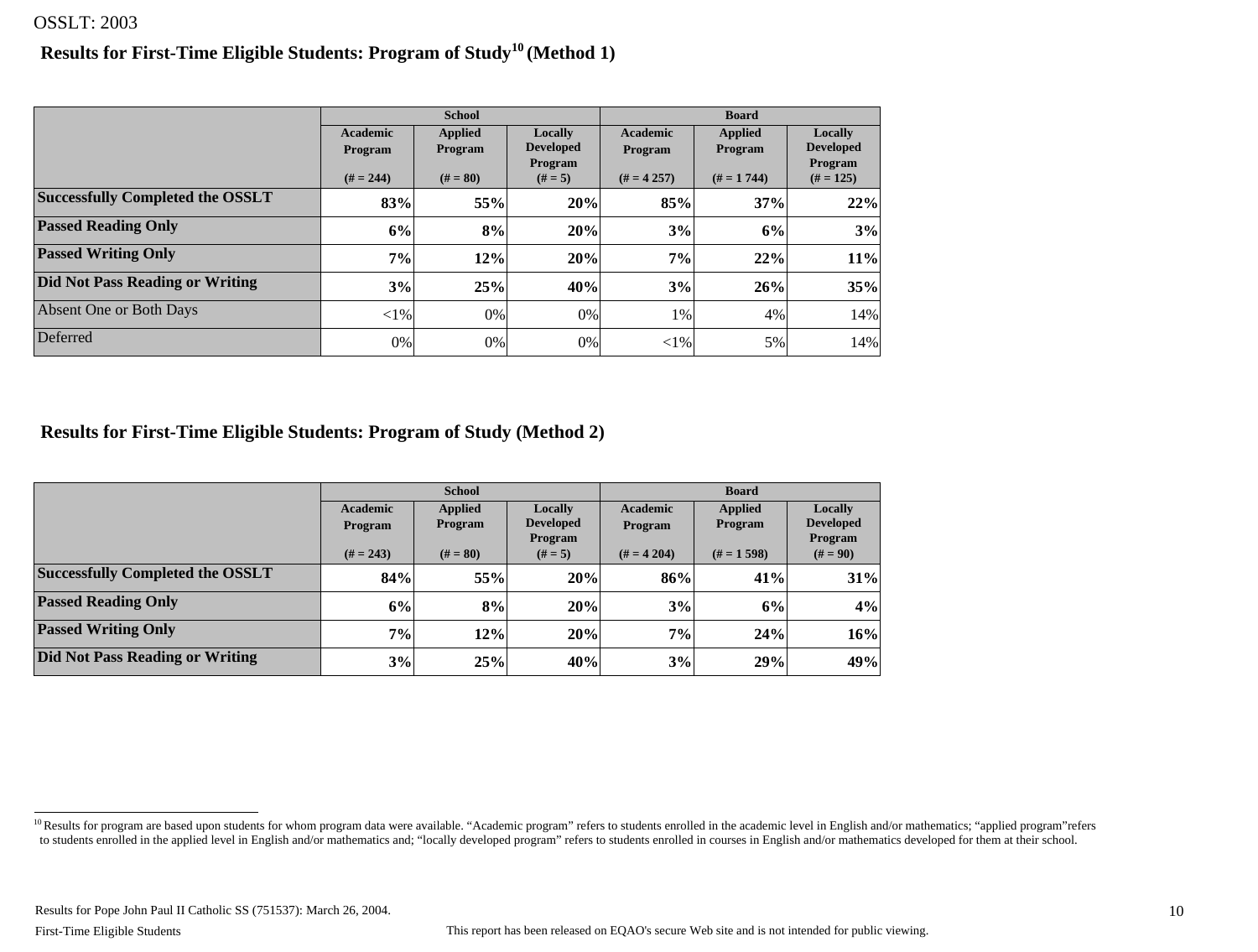OSSLT: 2003

## Results for First-Time Eligible Students: Program of Study[10] (Method 1)

| | School | | | Board | | |
|---|---|---|---|---|---|---|
| | Academic Program (# = 244) | Applied Program (# = 80) | Locally Developed Program (# = 5) | Academic Program (# = 4 257) | Applied Program (# = 1 744) | Locally Developed Program (# = 125) |
| **Successfully Completed the OSSLT** | **83%** | **55%** | **20%** | **85%** | **37%** | **22%** |
| **Passed Reading Only** | **6%** | **8%** | **20%** | **3%** | **6%** | **3%** |
| **Passed Writing Only** | **7%** | **12%** | **20%** | **7%** | **22%** | **11%** |
| **Did Not Pass Reading or Writing** | **3%** | **25%** | **40%** | **3%** | **26%** | **35%** |
| Absent One or Both Days | <1% | 0% | 0% | 1% | 4% | 14% |
| Deferred | 0% | 0% | 0% | <1% | 5% | 14% |

## Results for First-Time Eligible Students: Program of Study (Method 2)

| | School | | | Board | | |
|---|---|---|---|---|---|---|
| | Academic Program (# = 243) | Applied Program (# = 80) | Locally Developed Program (# = 5) | Academic Program (# = 4 204) | Applied Program (# = 1 598) | Locally Developed Program (# = 90) |
| **Successfully Completed the OSSLT** | **84%** | **55%** | **20%** | **86%** | **41%** | **31%** |
| **Passed Reading Only** | **6%** | **8%** | **20%** | **3%** | **6%** | **4%** |
| **Passed Writing Only** | **7%** | **12%** | **20%** | **7%** | **24%** | **16%** |
| **Did Not Pass Reading or Writing** | **3%** | **25%** | **40%** | **3%** | **29%** | **49%** |

[10] Results for program are based upon students for whom program data were available. "Academic program" refers to students enrolled in the academic level in English and/or mathematics; "applied program"refers to students enrolled in the applied level in English and/or mathematics and; "locally developed program" refers to students enrolled in courses in English and/or mathematics developed for them at their school.

Results for Pope John Paul II Catholic SS (751537): March 26, 2004.

First-Time Eligible Students

This report has been released on EQAO's secure Web site and is not intended for public viewing.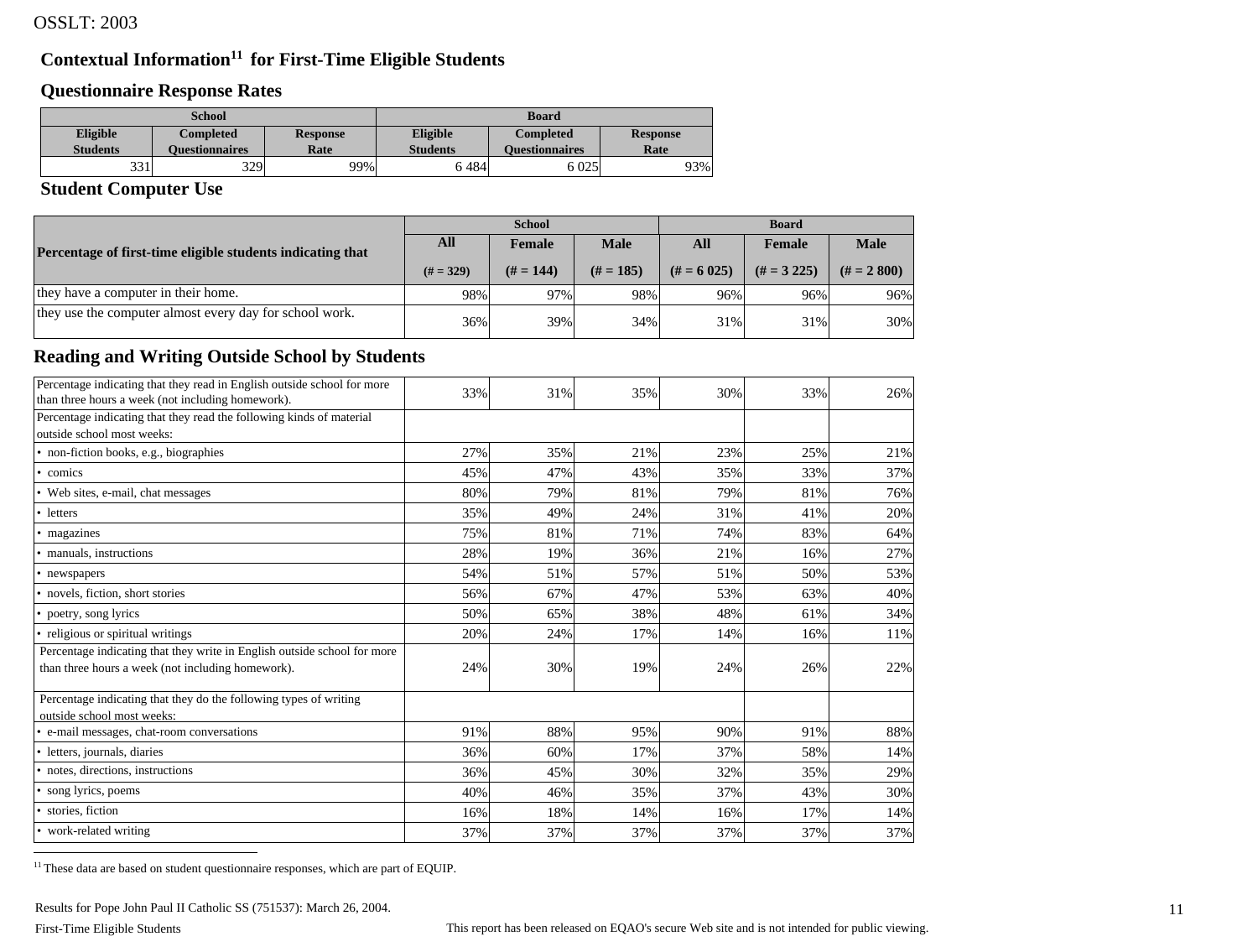## Contextual Information[11] for First-Time Eligible Students

### Questionnaire Response Rates

| School | | | Board | | |
|---|---|---|---|---|---|
| Eligible Students | Completed Questionnaires | Response Rate | Eligible Students | Completed Questionnaires | Response Rate |
| 331 | 329 | 99% | 6 484 | 6 025 | 93% |

### Student Computer Use

| Percentage of first-time eligible students indicating that | School | | | Board | | |
|---|---|---|---|---|---|---|
| | All (# = 329) | Female (# = 144) | Male (# = 185) | All (# = 6 025) | Female (# = 3 225) | Male (# = 2 800) |
| they have a computer in their home. | 98% | 97% | 98% | 96% | 96% | 96% |
| they use the computer almost every day for school work. | 36% | 39% | 34% | 31% | 31% | 30% |

### Reading and Writing Outside School by Students

| | | | | | | |
|---|---|---|---|---|---|---|
| Percentage indicating that they read in English outside school for more than three hours a week (not including homework). | 33% | 31% | 35% | 30% | 33% | 26% |
| Percentage indicating that they read the following kinds of material outside school most weeks: | | | | | | |
| • non-fiction books, e.g., biographies | 27% | 35% | 21% | 23% | 25% | 21% |
| • comics | 45% | 47% | 43% | 35% | 33% | 37% |
| • Web sites, e-mail, chat messages | 80% | 79% | 81% | 79% | 81% | 76% |
| • letters | 35% | 49% | 24% | 31% | 41% | 20% |
| • magazines | 75% | 81% | 71% | 74% | 83% | 64% |
| • manuals, instructions | 28% | 19% | 36% | 21% | 16% | 27% |
| • newspapers | 54% | 51% | 57% | 51% | 50% | 53% |
| • novels, fiction, short stories | 56% | 67% | 47% | 53% | 63% | 40% |
| • poetry, song lyrics | 50% | 65% | 38% | 48% | 61% | 34% |
| • religious or spiritual writings | 20% | 24% | 17% | 14% | 16% | 11% |
| Percentage indicating that they write in English outside school for more than three hours a week (not including homework). | 24% | 30% | 19% | 24% | 26% | 22% |
| Percentage indicating that they do the following types of writing outside school most weeks: | | | | | | |
| • e-mail messages, chat-room conversations | 91% | 88% | 95% | 90% | 91% | 88% |
| • letters, journals, diaries | 36% | 60% | 17% | 37% | 58% | 14% |
| • notes, directions, instructions | 36% | 45% | 30% | 32% | 35% | 29% |
| • song lyrics, poems | 40% | 46% | 35% | 37% | 43% | 30% |
| • stories, fiction | 16% | 18% | 14% | 16% | 17% | 14% |
| • work-related writing | 37% | 37% | 37% | 37% | 37% | 37% |

[11] These data are based on student questionnaire responses, which are part of EQUIP.